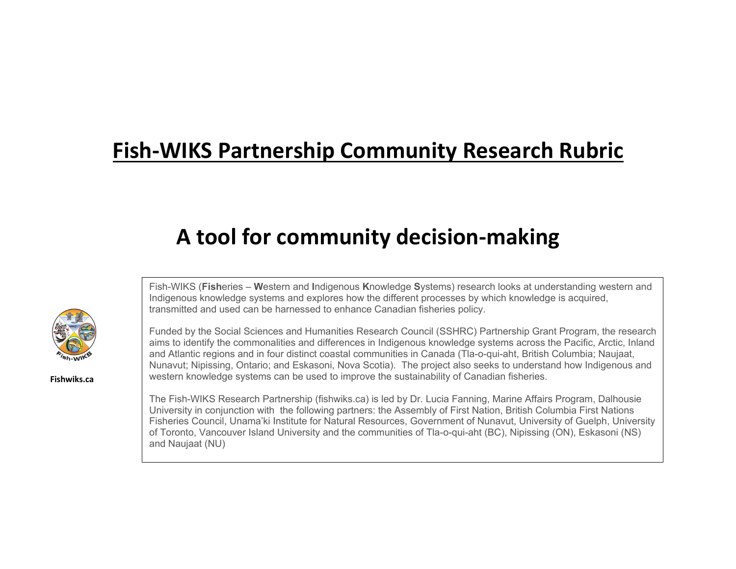# Fish-WIKS Partnership Community Research Rubric

## A tool for community decision-making

Fishwiks.ca

Fish-WIKS (**Fish**eries – **W**estern and **I**ndigenous **K**nowledge **S**ystems) research looks at understanding western and Indigenous knowledge systems and explores how the different processes by which knowledge is acquired, transmitted and used can be harnessed to enhance Canadian fisheries policy.

Funded by the Social Sciences and Humanities Research Council (SSHRC) Partnership Grant Program, the research aims to identify the commonalities and differences in Indigenous knowledge systems across the Pacific, Arctic, Inland and Atlantic regions and in four distinct coastal communities in Canada (Tla-o-qui-aht, British Columbia; Naujaat, Nunavut; Nipissing, Ontario; and Eskasoni, Nova Scotia). The project also seeks to understand how Indigenous and western knowledge systems can be used to improve the sustainability of Canadian fisheries.

The Fish-WIKS Research Partnership (fishwiks.ca) is led by Dr. Lucia Fanning, Marine Affairs Program, Dalhousie University in conjunction with the following partners: the Assembly of First Nation, British Columbia First Nations Fisheries Council, Unama'ki Institute for Natural Resources, Government of Nunavut, University of Guelph, University of Toronto, Vancouver Island University and the communities of Tla-o-qui-aht (BC), Nipissing (ON), Eskasoni (NS) and Naujaat (NU)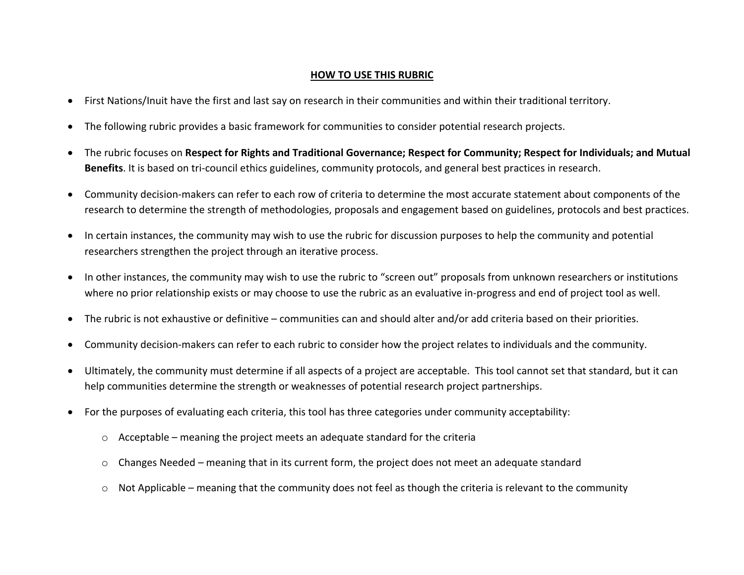## HOW TO USE THIS RUBRIC

- First Nations/Inuit have the first and last say on research in their communities and within their traditional territory.
- The following rubric provides a basic framework for communities to consider potential research projects.
- The rubric focuses on **Respect for Rights and Traditional Governance; Respect for Community; Respect for Individuals; and Mutual Benefits**. It is based on tri-council ethics guidelines, community protocols, and general best practices in research.
- Community decision-makers can refer to each row of criteria to determine the most accurate statement about components of the research to determine the strength of methodologies, proposals and engagement based on guidelines, protocols and best practices.
- In certain instances, the community may wish to use the rubric for discussion purposes to help the community and potential researchers strengthen the project through an iterative process.
- In other instances, the community may wish to use the rubric to "screen out" proposals from unknown researchers or institutions where no prior relationship exists or may choose to use the rubric as an evaluative in-progress and end of project tool as well.
- The rubric is not exhaustive or definitive – communities can and should alter and/or add criteria based on their priorities.
- Community decision-makers can refer to each rubric to consider how the project relates to individuals and the community.
- Ultimately, the community must determine if all aspects of a project are acceptable. This tool cannot set that standard, but it can help communities determine the strength or weaknesses of potential research project partnerships.
- For the purposes of evaluating each criteria, this tool has three categories under community acceptability:
  - Acceptable – meaning the project meets an adequate standard for the criteria
  - Changes Needed – meaning that in its current form, the project does not meet an adequate standard
  - Not Applicable – meaning that the community does not feel as though the criteria is relevant to the community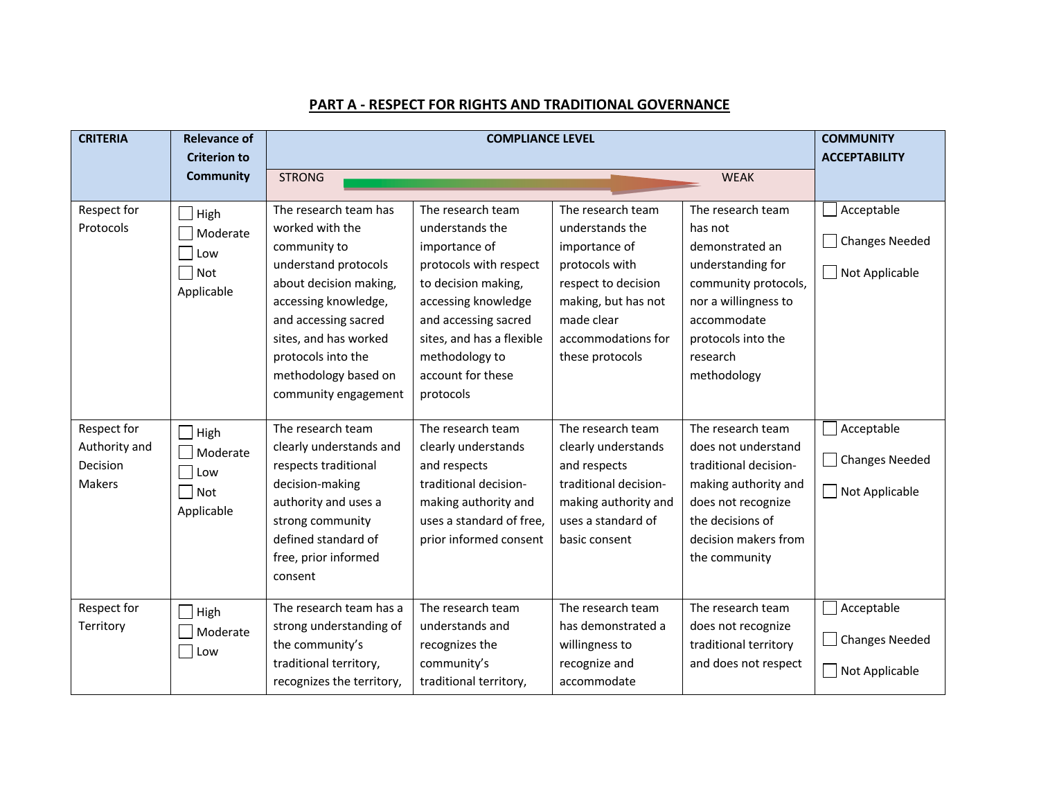## PART A - RESPECT FOR RIGHTS AND TRADITIONAL GOVERNANCE

| CRITERIA | Relevance of Criterion to Community | COMPLIANCE LEVEL | | | | COMMUNITY ACCEPTABILITY |
|---|---|---|---|---|---|---|
| | | STRONG | → | → | WEAK | |
| Respect for Protocols | ☐ High<br>☐ Moderate<br>☐ Low<br>☐ Not Applicable | The research team has worked with the community to understand protocols about decision making, accessing knowledge, and accessing sacred sites, and has worked protocols into the methodology based on community engagement | The research team understands the importance of protocols with respect to decision making, accessing knowledge and accessing sacred sites, and has a flexible methodology to account for these protocols | The research team understands the importance of protocols with respect to decision making, but has not made clear accommodations for these protocols | The research team has not demonstrated an understanding for community protocols, nor a willingness to accommodate protocols into the research methodology | ☐ Acceptable<br>☐ Changes Needed<br>☐ Not Applicable |
| Respect for Authority and Decision Makers | ☐ High<br>☐ Moderate<br>☐ Low<br>☐ Not Applicable | The research team clearly understands and respects traditional decision-making authority and uses a strong community defined standard of free, prior informed consent | The research team clearly understands and respects traditional decision-making authority and uses a standard of free, prior informed consent | The research team clearly understands and respects traditional decision-making authority and uses a standard of basic consent | The research team does not understand traditional decision-making authority and does not recognize the decisions of decision makers from the community | ☐ Acceptable<br>☐ Changes Needed<br>☐ Not Applicable |
| Respect for Territory | ☐ High<br>☐ Moderate<br>☐ Low | The research team has a strong understanding of the community's traditional territory, recognizes the territory, | The research team understands and recognizes the community's traditional territory, | The research team has demonstrated a willingness to recognize and accommodate | The research team does not recognize traditional territory and does not respect | ☐ Acceptable<br>☐ Changes Needed<br>☐ Not Applicable |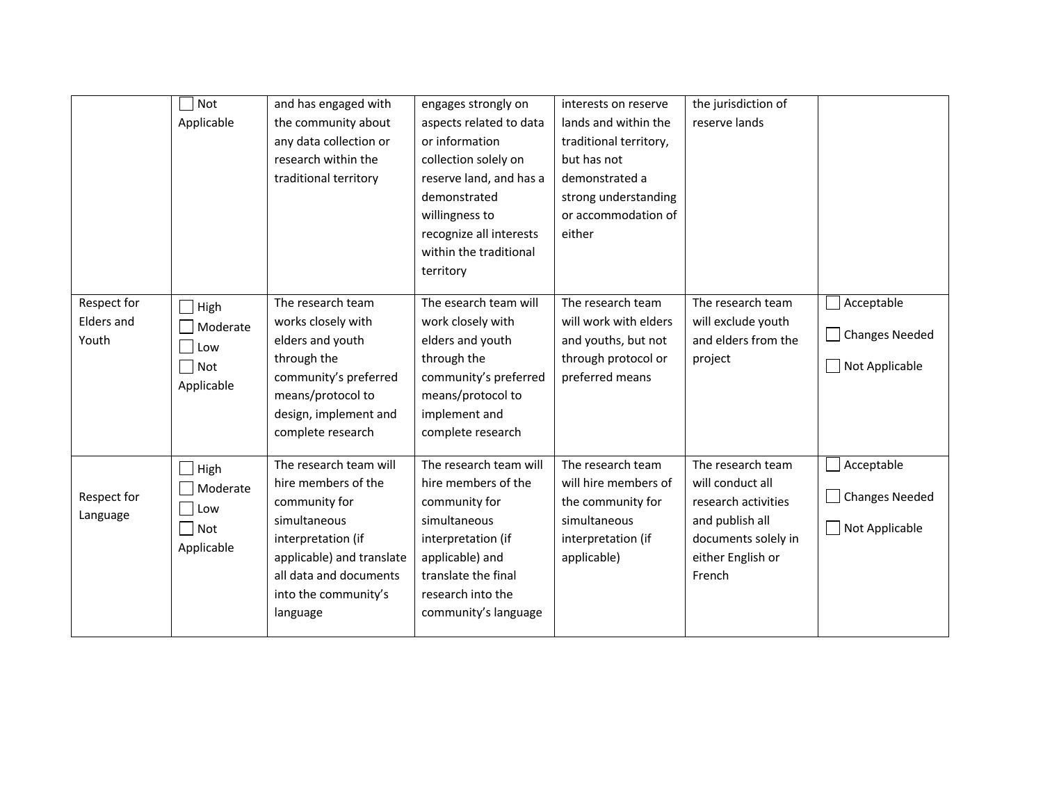| | | | | | | |
|---|---|---|---|---|---|---|
| | ☐ Not Applicable | and has engaged with the community about any data collection or research within the traditional territory | engages strongly on aspects related to data or information collection solely on reserve land, and has a demonstrated willingness to recognize all interests within the traditional territory | interests on reserve lands and within the traditional territory, but has not demonstrated a strong understanding or accommodation of either | the jurisdiction of reserve lands | |
| Respect for Elders and Youth | ☐ High<br>☐ Moderate<br>☐ Low<br>☐ Not Applicable | The research team works closely with elders and youth through the community's preferred means/protocol to design, implement and complete research | The esearch team will work closely with elders and youth through the community's preferred means/protocol to implement and complete research | The research team will work with elders and youths, but not through protocol or preferred means | The research team will exclude youth and elders from the project | ☐ Acceptable<br>☐ Changes Needed<br>☐ Not Applicable |
| Respect for Language | ☐ High<br>☐ Moderate<br>☐ Low<br>☐ Not Applicable | The research team will hire members of the community for simultaneous interpretation (if applicable) and translate all data and documents into the community's language | The research team will hire members of the community for simultaneous interpretation (if applicable) and translate the final research into the community's language | The research team will hire members of the community for simultaneous interpretation (if applicable) | The research team will conduct all research activities and publish all documents solely in either English or French | ☐ Acceptable<br>☐ Changes Needed<br>☐ Not Applicable |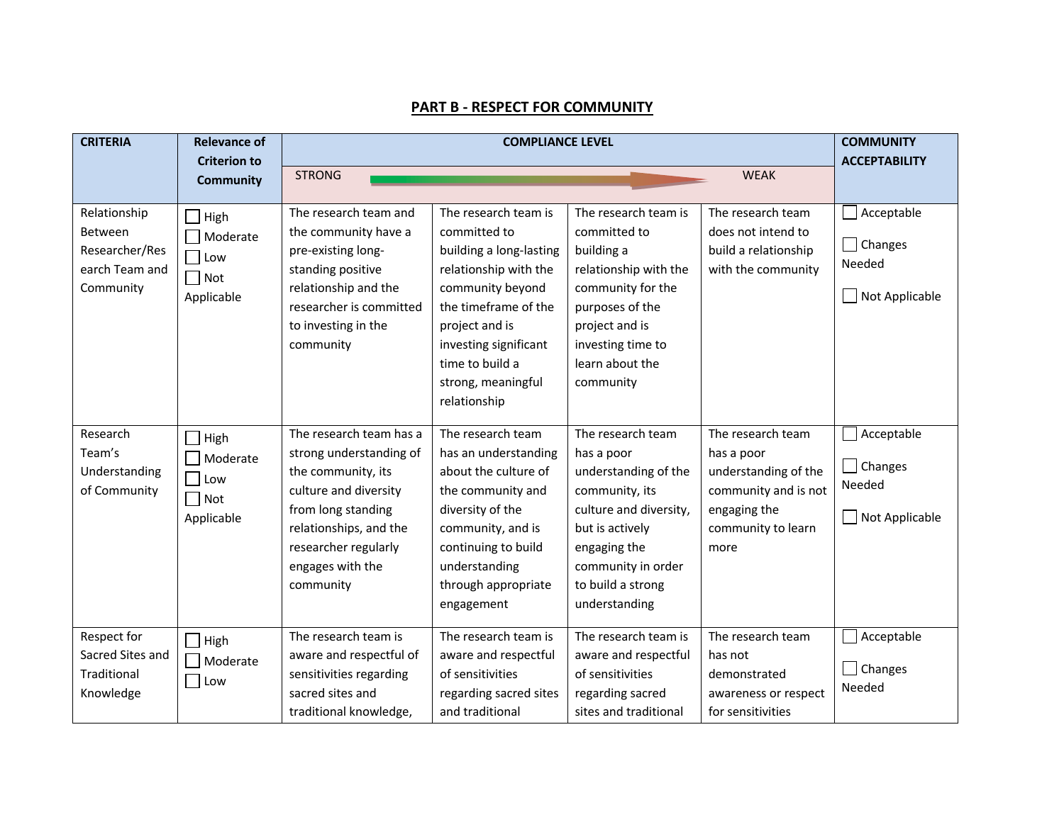## PART B - RESPECT FOR COMMUNITY

| CRITERIA | Relevance of Criterion to Community | COMPLIANCE LEVEL | | | | COMMUNITY ACCEPTABILITY |
|---|---|---|---|---|---|---|
| | | STRONG | | | WEAK | |
| Relationship Between Researcher/Research Team and Community | ☐ High ☐ Moderate ☐ Low ☐ Not Applicable | The research team and the community have a pre-existing long-standing positive relationship and the researcher is committed to investing in the community | The research team is committed to building a long-lasting relationship with the community beyond the timeframe of the project and is investing significant time to build a strong, meaningful relationship | The research team is committed to building a relationship with the community for the purposes of the project and is investing time to learn about the community | The research team does not intend to build a relationship with the community | ☐ Acceptable ☐ Changes Needed ☐ Not Applicable |
| Research Team's Understanding of Community | ☐ High ☐ Moderate ☐ Low ☐ Not Applicable | The research team has a strong understanding of the community, its culture and diversity from long standing relationships, and the researcher regularly engages with the community | The research team has an understanding about the culture of the community and diversity of the community, and is continuing to build understanding through appropriate engagement | The research team has a poor understanding of the community, its culture and diversity, but is actively engaging the community in order to build a strong understanding | The research team has a poor understanding of the community and is not engaging the community to learn more | ☐ Acceptable ☐ Changes Needed ☐ Not Applicable |
| Respect for Sacred Sites and Traditional Knowledge | ☐ High ☐ Moderate ☐ Low | The research team is aware and respectful of sensitivities regarding sacred sites and traditional knowledge, | The research team is aware and respectful of sensitivities regarding sacred sites and traditional | The research team is aware and respectful of sensitivities regarding sacred sites and traditional | The research team has not demonstrated awareness or respect for sensitivities | ☐ Acceptable ☐ Changes Needed |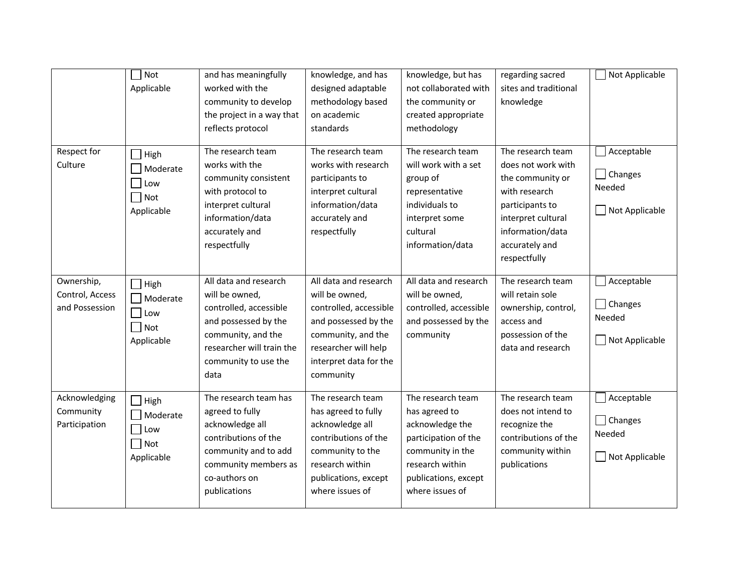| | | | | | | |
|---|---|---|---|---|---|---|
| | ☐ Not Applicable | and has meaningfully worked with the community to develop the project in a way that reflects protocol | knowledge, and has designed adaptable methodology based on academic standards | knowledge, but has not collaborated with the community or created appropriate methodology | regarding sacred sites and traditional knowledge | ☐ Not Applicable |
| Respect for Culture | ☐ High<br>☐ Moderate<br>☐ Low<br>☐ Not Applicable | The research team works with the community consistent with protocol to interpret cultural information/data accurately and respectfully | The research team works with research participants to interpret cultural information/data accurately and respectfully | The research team will work with a set group of representative individuals to interpret some cultural information/data | The research team does not work with the community or with research participants to interpret cultural information/data accurately and respectfully | ☐ Acceptable<br>☐ Changes Needed<br>☐ Not Applicable |
| Ownership, Control, Access and Possession | ☐ High<br>☐ Moderate<br>☐ Low<br>☐ Not Applicable | All data and research will be owned, controlled, accessible and possessed by the community, and the researcher will train the community to use the data | All data and research will be owned, controlled, accessible and possessed by the community, and the researcher will help interpret data for the community | All data and research will be owned, controlled, accessible and possessed by the community | The research team will retain sole ownership, control, access and possession of the data and research | ☐ Acceptable<br>☐ Changes Needed<br>☐ Not Applicable |
| Acknowledging Community Participation | ☐ High<br>☐ Moderate<br>☐ Low<br>☐ Not Applicable | The research team has agreed to fully acknowledge all contributions of the community and to add community members as co-authors on publications | The research team has agreed to fully acknowledge all contributions of the community to the research within publications, except where issues of | The research team has agreed to acknowledge the participation of the community in the research within publications, except where issues of | The research team does not intend to recognize the contributions of the community within publications | ☐ Acceptable<br>☐ Changes Needed<br>☐ Not Applicable |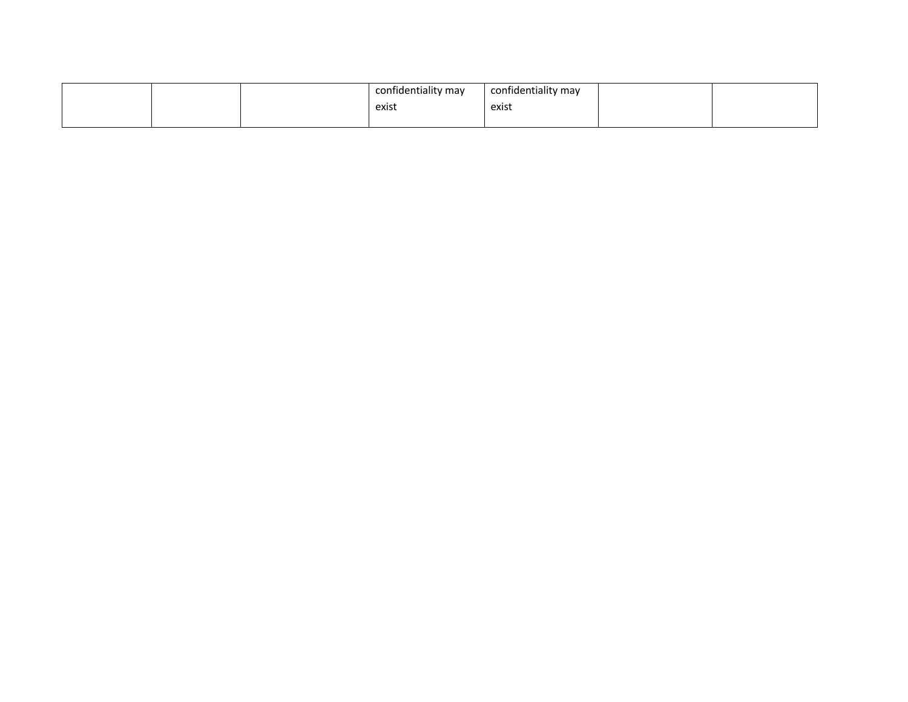| | | | | | | |
|---|---|---|---|---|---|---|
| | | | confidentiality may exist | confidentiality may exist | | |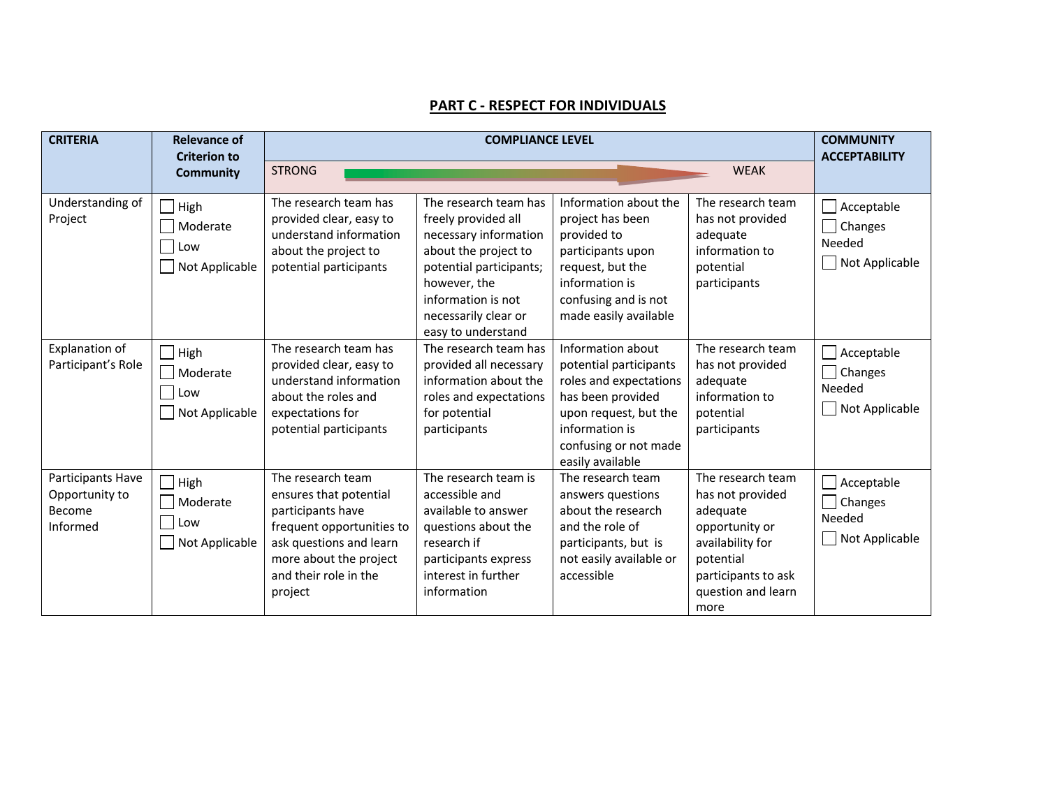## PART C - RESPECT FOR INDIVIDUALS

| CRITERIA | Relevance of Criterion to Community | COMPLIANCE LEVEL | | | | COMMUNITY ACCEPTABILITY |
|---|---|---|---|---|---|---|
| | | STRONG | | | WEAK | |
| Understanding of Project | ☐ High<br>☐ Moderate<br>☐ Low<br>☐ Not Applicable | The research team has provided clear, easy to understand information about the project to potential participants | The research team has freely provided all necessary information about the project to potential participants; however, the information is not necessarily clear or easy to understand | Information about the project has been provided to participants upon request, but the information is confusing and is not made easily available | The research team has not provided adequate information to potential participants | ☐ Acceptable<br>☐ Changes Needed<br>☐ Not Applicable |
| Explanation of Participant's Role | ☐ High<br>☐ Moderate<br>☐ Low<br>☐ Not Applicable | The research team has provided clear, easy to understand information about the roles and expectations for potential participants | The research team has provided all necessary information about the roles and expectations for potential participants | Information about potential participants roles and expectations has been provided upon request, but the information is confusing or not made easily available | The research team has not provided adequate information to potential participants | ☐ Acceptable<br>☐ Changes Needed<br>☐ Not Applicable |
| Participants Have Opportunity to Become Informed | ☐ High<br>☐ Moderate<br>☐ Low<br>☐ Not Applicable | The research team ensures that potential participants have frequent opportunities to ask questions and learn more about the project and their role in the project | The research team is accessible and available to answer questions about the research if participants express interest in further information | The research team answers questions about the research and the role of participants, but is not easily available or accessible | The research team has not provided adequate opportunity or availability for potential participants to ask question and learn more | ☐ Acceptable<br>☐ Changes Needed<br>☐ Not Applicable |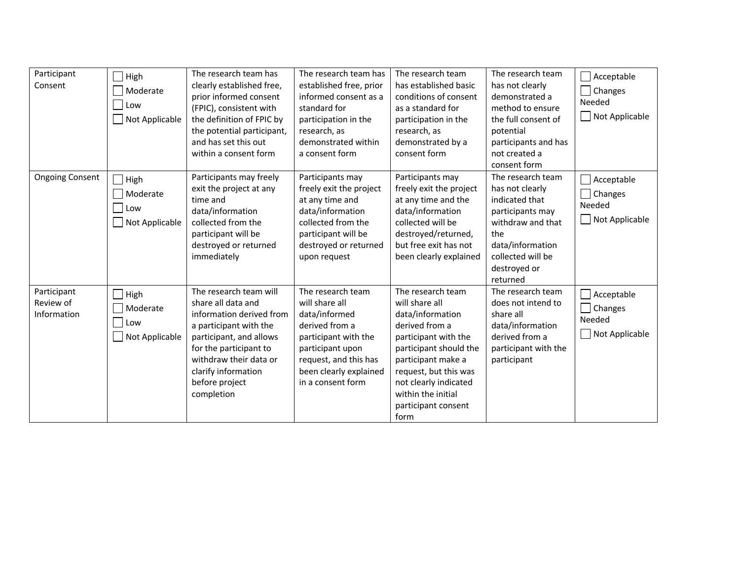| Participant Consent | ☐ High<br>☐ Moderate<br>☐ Low<br>☐ Not Applicable | The research team has clearly established free, prior informed consent (FPIC), consistent with the definition of FPIC by the potential participant, and has set this out within a consent form | The research team has established free, prior informed consent as a standard for participation in the research, as demonstrated within a consent form | The research team has established basic conditions of consent as a standard for participation in the research, as demonstrated by a consent form | The research team has not clearly demonstrated a method to ensure the full consent of potential participants and has not created a consent form | ☐ Acceptable<br>☐ Changes Needed<br>☐ Not Applicable |
|---|---|---|---|---|---|---|
| Ongoing Consent | ☐ High<br>☐ Moderate<br>☐ Low<br>☐ Not Applicable | Participants may freely exit the project at any time and data/information collected from the participant will be destroyed or returned immediately | Participants may freely exit the project at any time and data/information collected from the participant will be destroyed or returned upon request | Participants may freely exit the project at any time and the data/information collected will be destroyed/returned, but free exit has not been clearly explained | The research team has not clearly indicated that participants may withdraw and that the data/information collected will be destroyed or returned | ☐ Acceptable<br>☐ Changes Needed<br>☐ Not Applicable |
| Participant Review of Information | ☐ High<br>☐ Moderate<br>☐ Low<br>☐ Not Applicable | The research team will share all data and information derived from a participant with the participant, and allows for the participant to withdraw their data or clarify information before project completion | The research team will share all data/informed derived from a participant with the participant upon request, and this has been clearly explained in a consent form | The research team will share all data/information derived from a participant with the participant should the participant make a request, but this was not clearly indicated within the initial participant consent form | The research team does not intend to share all data/information derived from a participant with the participant | ☐ Acceptable<br>☐ Changes Needed<br>☐ Not Applicable |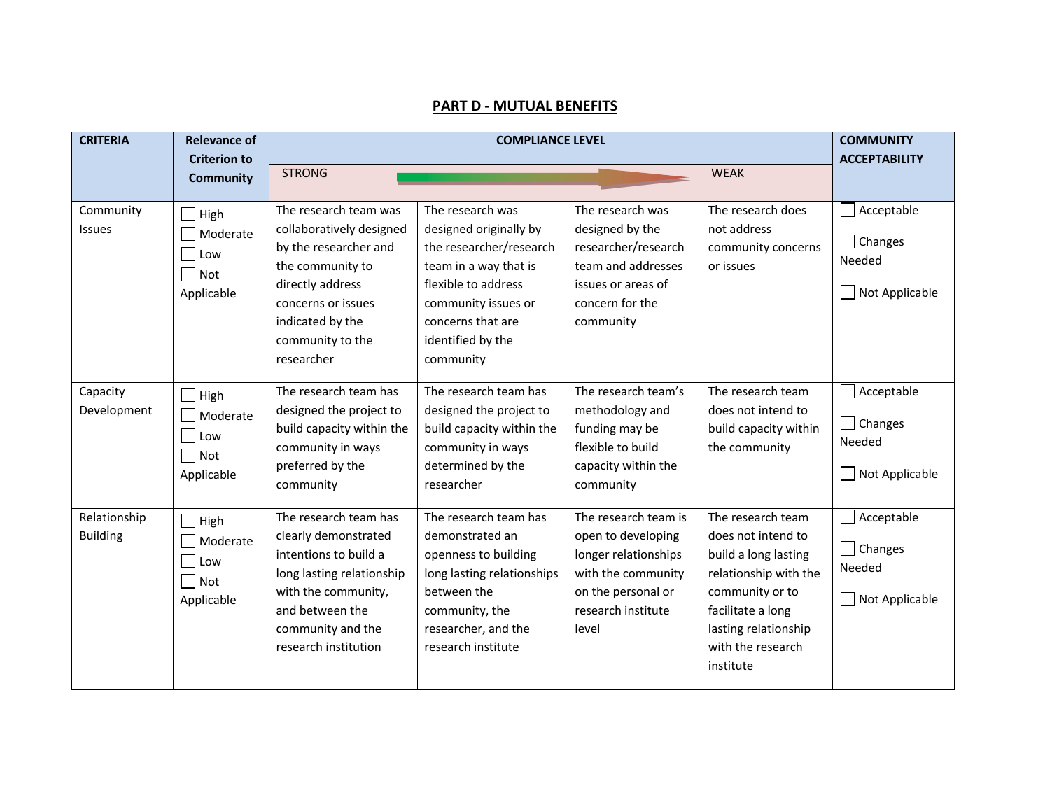## PART D - MUTUAL BENEFITS

| CRITERIA | Relevance of Criterion to Community | COMPLIANCE LEVEL | | | | COMMUNITY ACCEPTABILITY |
|---|---|---|---|---|---|---|
| | | STRONG | | | WEAK | |
| Community Issues | ☐ High<br>☐ Moderate<br>☐ Low<br>☐ Not Applicable | The research team was collaboratively designed by the researcher and the community to directly address concerns or issues indicated by the community to the researcher | The research was designed originally by the researcher/research team in a way that is flexible to address community issues or concerns that are identified by the community | The research was designed by the researcher/research team and addresses issues or areas of concern for the community | The research does not address community concerns or issues | ☐ Acceptable<br>☐ Changes Needed<br>☐ Not Applicable |
| Capacity Development | ☐ High<br>☐ Moderate<br>☐ Low<br>☐ Not Applicable | The research team has designed the project to build capacity within the community in ways preferred by the community | The research team has designed the project to build capacity within the community in ways determined by the researcher | The research team's methodology and funding may be flexible to build capacity within the community | The research team does not intend to build capacity within the community | ☐ Acceptable<br>☐ Changes Needed<br>☐ Not Applicable |
| Relationship Building | ☐ High<br>☐ Moderate<br>☐ Low<br>☐ Not Applicable | The research team has clearly demonstrated intentions to build a long lasting relationship with the community, and between the community and the research institution | The research team has demonstrated an openness to building long lasting relationships between the community, the researcher, and the research institute | The research team is open to developing longer relationships with the community on the personal or research institute level | The research team does not intend to build a long lasting relationship with the community or to facilitate a long lasting relationship with the research institute | ☐ Acceptable<br>☐ Changes Needed<br>☐ Not Applicable |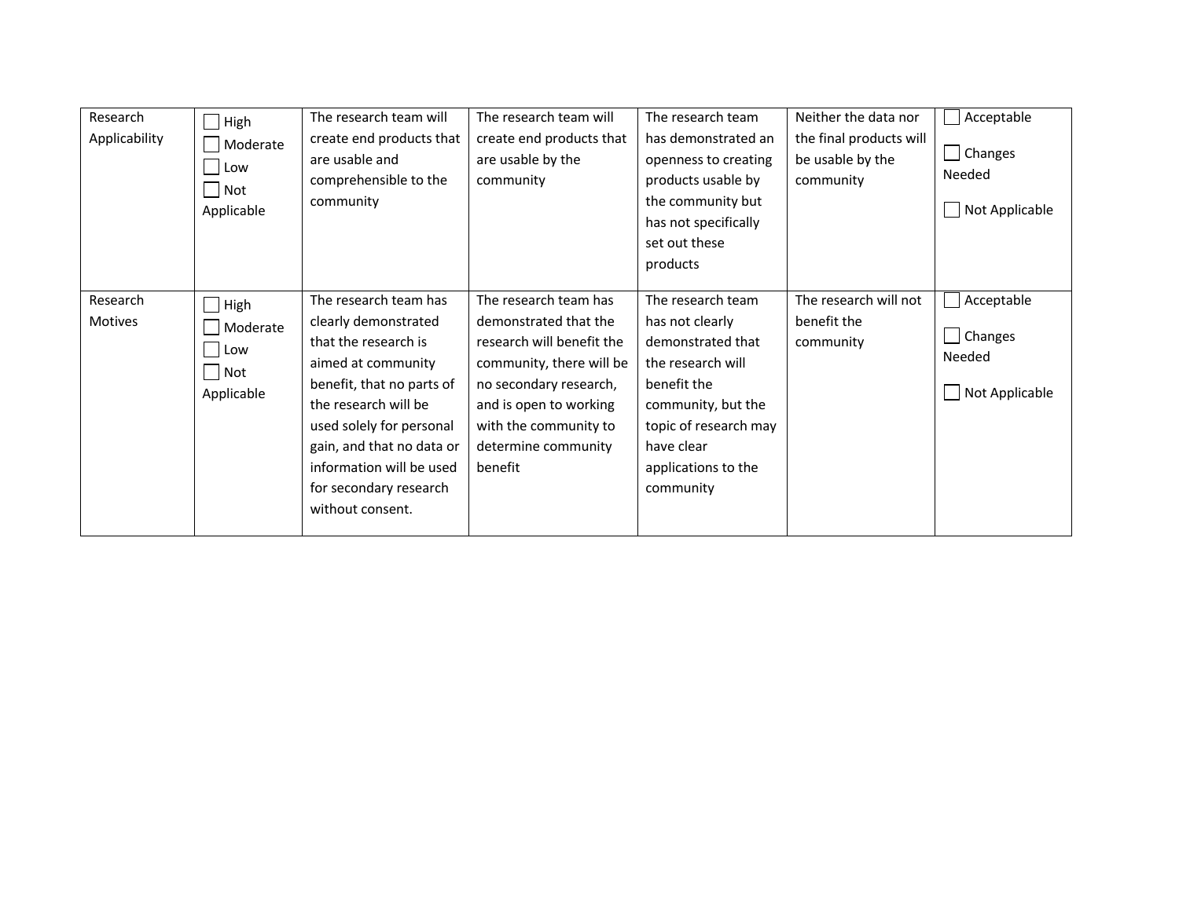| | | | | | | |
|---|---|---|---|---|---|---|
| Research Applicability | ☐ High<br>☐ Moderate<br>☐ Low<br>☐ Not Applicable | The research team will create end products that are usable and comprehensible to the community | The research team will create end products that are usable by the community | The research team has demonstrated an openness to creating products usable by the community but has not specifically set out these products | Neither the data nor the final products will be usable by the community | ☐ Acceptable<br>☐ Changes Needed<br>☐ Not Applicable |
| Research Motives | ☐ High<br>☐ Moderate<br>☐ Low<br>☐ Not Applicable | The research team has clearly demonstrated that the research is aimed at community benefit, that no parts of the research will be used solely for personal gain, and that no data or information will be used for secondary research without consent. | The research team has demonstrated that the research will benefit the community, there will be no secondary research, and is open to working with the community to determine community benefit | The research team has not clearly demonstrated that the research will benefit the community, but the topic of research may have clear applications to the community | The research will not benefit the community | ☐ Acceptable<br>☐ Changes Needed<br>☐ Not Applicable |